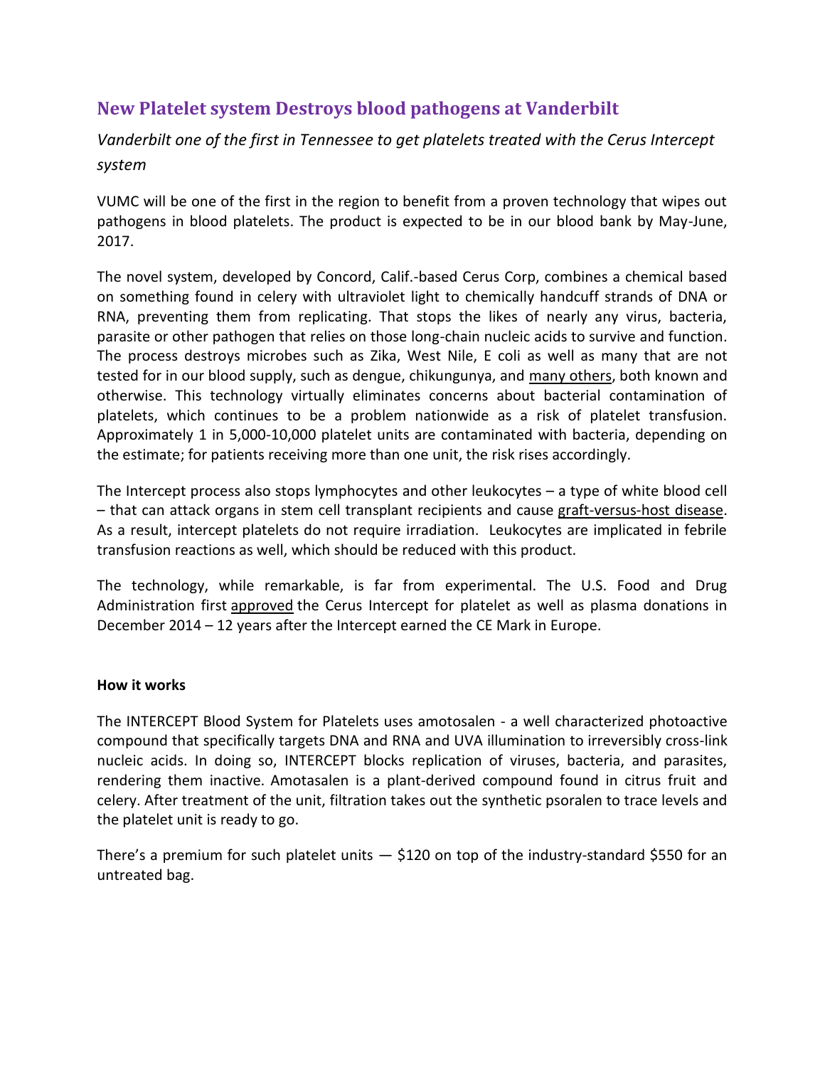# New Platelet system Destroys blood pathogens at Vanderbilt

*Vanderbilt one of the first in Tennessee to get platelets treated with the Cerus Intercept system*

VUMC will be one of the first in the region to benefit from a proven technology that wipes out pathogens in blood platelets. The product is expected to be in our blood bank by May-June, 2017.

The novel system, developed by Concord, Calif.-based Cerus Corp, combines a chemical based on something found in celery with ultraviolet light to chemically handcuff strands of DNA or RNA, preventing them from replicating. That stops the likes of nearly any virus, bacteria, parasite or other pathogen that relies on those long-chain nucleic acids to survive and function. The process destroys microbes such as Zika, West Nile, E coli as well as many that are not tested for in our blood supply, such as dengue, chikungunya, and many others, both known and otherwise. This technology virtually eliminates concerns about bacterial contamination of platelets, which continues to be a problem nationwide as a risk of platelet transfusion. Approximately 1 in 5,000-10,000 platelet units are contaminated with bacteria, depending on the estimate; for patients receiving more than one unit, the risk rises accordingly.

The Intercept process also stops lymphocytes and other leukocytes – a type of white blood cell – that can attack organs in stem cell transplant recipients and cause graft-versus-host disease. As a result, intercept platelets do not require irradiation. Leukocytes are implicated in febrile transfusion reactions as well, which should be reduced with this product.

The technology, while remarkable, is far from experimental. The U.S. Food and Drug Administration first approved the Cerus Intercept for platelet as well as plasma donations in December 2014 – 12 years after the Intercept earned the CE Mark in Europe.

**How it works**

The INTERCEPT Blood System for Platelets uses amotosalen - a well characterized photoactive compound that specifically targets DNA and RNA and UVA illumination to irreversibly cross-link nucleic acids. In doing so, INTERCEPT blocks replication of viruses, bacteria, and parasites, rendering them inactive. Amotosalen is a plant-derived compound found in citrus fruit and celery. After treatment of the unit, filtration takes out the synthetic psoralen to trace levels and the platelet unit is ready to go.

There's a premium for such platelet units — $120 on top of the industry-standard $550 for an untreated bag.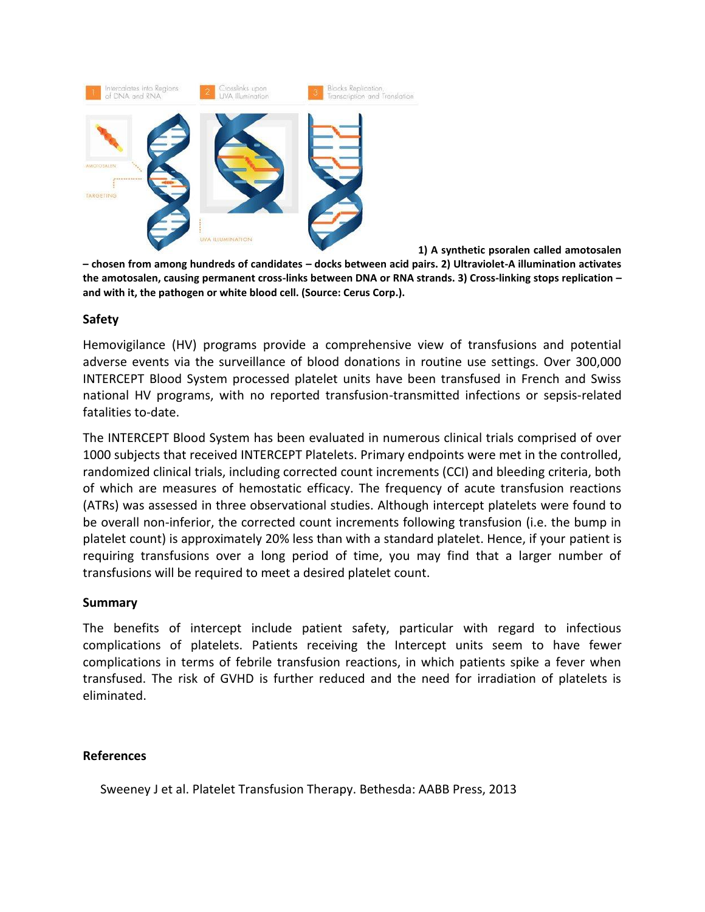**1) A synthetic psoralen called amotosalen – chosen from among hundreds of candidates – docks between acid pairs. 2) Ultraviolet-A illumination activates the amotosalen, causing permanent cross-links between DNA or RNA strands. 3) Cross-linking stops replication – and with it, the pathogen or white blood cell. (Source: Cerus Corp.).**

### Safety

Hemovigilance (HV) programs provide a comprehensive view of transfusions and potential adverse events via the surveillance of blood donations in routine use settings. Over 300,000 INTERCEPT Blood System processed platelet units have been transfused in French and Swiss national HV programs, with no reported transfusion-transmitted infections or sepsis-related fatalities to-date.

The INTERCEPT Blood System has been evaluated in numerous clinical trials comprised of over 1000 subjects that received INTERCEPT Platelets. Primary endpoints were met in the controlled, randomized clinical trials, including corrected count increments (CCI) and bleeding criteria, both of which are measures of hemostatic efficacy. The frequency of acute transfusion reactions (ATRs) was assessed in three observational studies. Although intercept platelets were found to be overall non-inferior, the corrected count increments following transfusion (i.e. the bump in platelet count) is approximately 20% less than with a standard platelet. Hence, if your patient is requiring transfusions over a long period of time, you may find that a larger number of transfusions will be required to meet a desired platelet count.

### Summary

The benefits of intercept include patient safety, particular with regard to infectious complications of platelets. Patients receiving the Intercept units seem to have fewer complications in terms of febrile transfusion reactions, in which patients spike a fever when transfused. The risk of GVHD is further reduced and the need for irradiation of platelets is eliminated.

### References

Sweeney J et al. Platelet Transfusion Therapy. Bethesda: AABB Press, 2013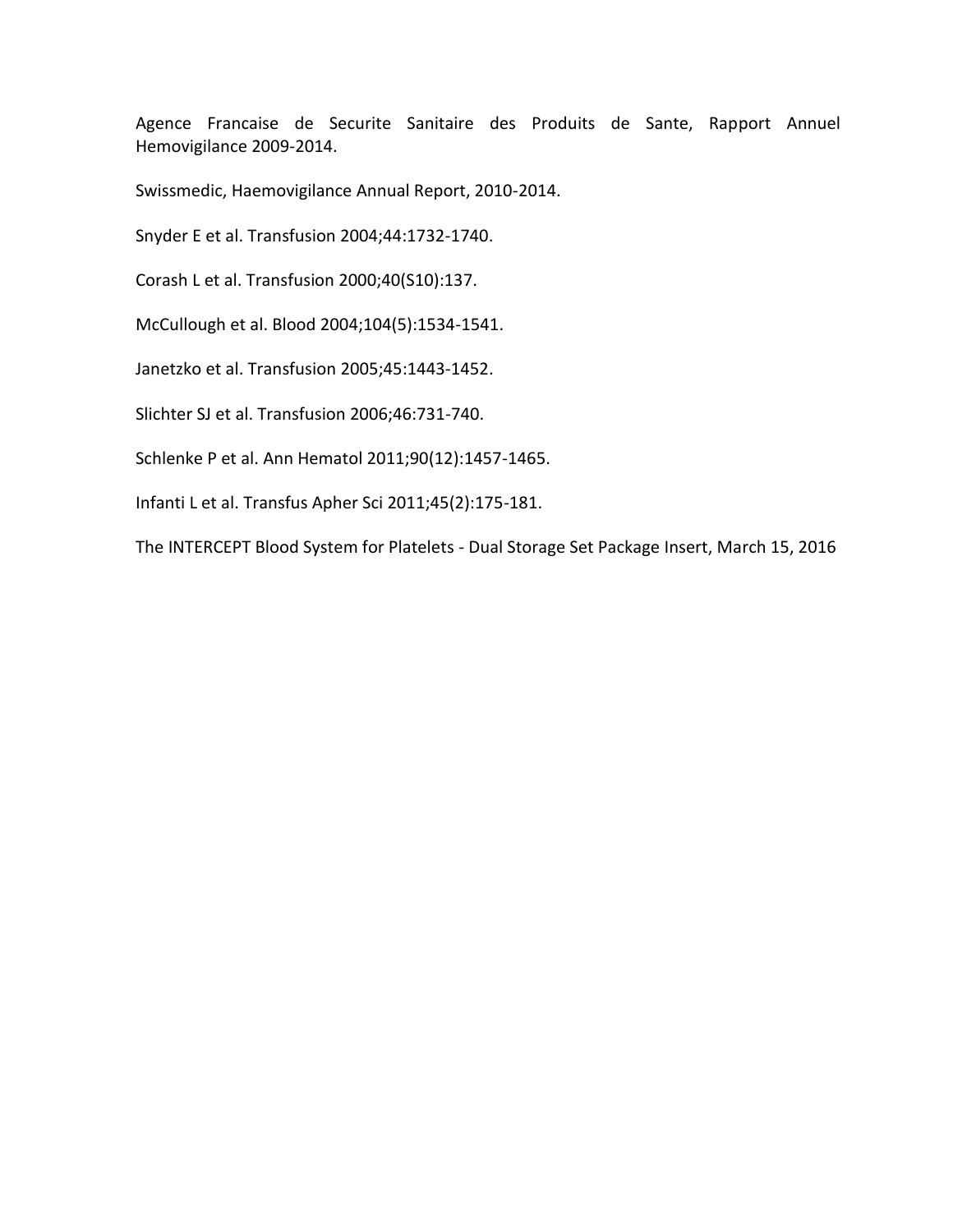Agence Francaise de Securite Sanitaire des Produits de Sante, Rapport Annuel Hemovigilance 2009-2014.

Swissmedic, Haemovigilance Annual Report, 2010-2014.

Snyder E et al. Transfusion 2004;44:1732-1740.

Corash L et al. Transfusion 2000;40(S10):137.

McCullough et al. Blood 2004;104(5):1534-1541.

Janetzko et al. Transfusion 2005;45:1443-1452.

Slichter SJ et al. Transfusion 2006;46:731-740.

Schlenke P et al. Ann Hematol 2011;90(12):1457-1465.

Infanti L et al. Transfus Apher Sci 2011;45(2):175-181.

The INTERCEPT Blood System for Platelets - Dual Storage Set Package Insert, March 15, 2016